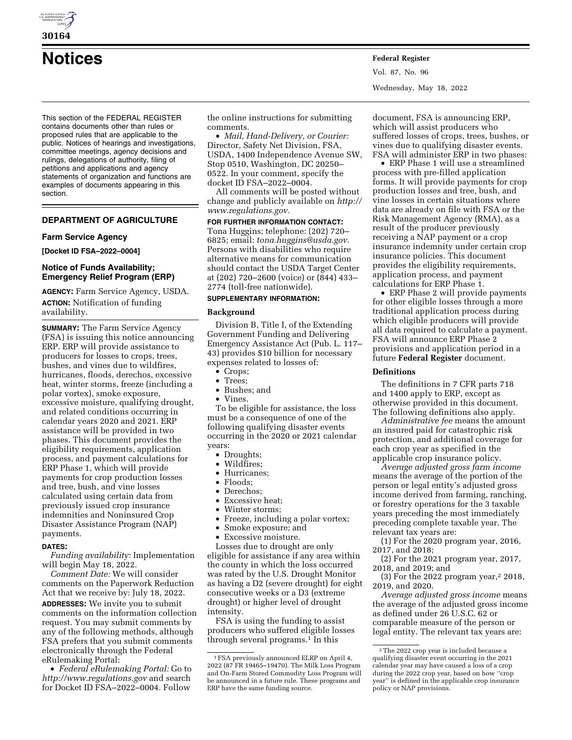# Notices

This section of the FEDERAL REGISTER contains documents other than rules or proposed rules that are applicable to the public. Notices of hearings and investigations, committee meetings, agency decisions and rulings, delegations of authority, filing of petitions and applications and agency statements of organization and functions are examples of documents appearing in this section.

## DEPARTMENT OF AGRICULTURE

### Farm Service Agency

**[Docket ID FSA–2022–0004]**

### Notice of Funds Availability; Emergency Relief Program (ERP)

**AGENCY:** Farm Service Agency, USDA.

**ACTION:** Notification of funding availability.

**SUMMARY:** The Farm Service Agency (FSA) is issuing this notice announcing ERP. ERP will provide assistance to producers for losses to crops, trees, bushes, and vines due to wildfires, hurricanes, floods, derechos, excessive heat, winter storms, freeze (including a polar vortex), smoke exposure, excessive moisture, qualifying drought, and related conditions occurring in calendar years 2020 and 2021. ERP assistance will be provided in two phases. This document provides the eligibility requirements, application process, and payment calculations for ERP Phase 1, which will provide payments for crop production losses and tree, bush, and vine losses calculated using certain data from previously issued crop insurance indemnities and Noninsured Crop Disaster Assistance Program (NAP) payments.

**DATES:**

*Funding availability:* Implementation will begin May 18, 2022.

*Comment Date:* We will consider comments on the Paperwork Reduction Act that we receive by: July 18, 2022.

**ADDRESSES:** We invite you to submit comments on the information collection request. You may submit comments by any of the following methods, although FSA prefers that you submit comments electronically through the Federal eRulemaking Portal:

- *Federal eRulemaking Portal:* Go to *http://www.regulations.gov* and search for Docket ID FSA–2022–0004. Follow the online instructions for submitting comments.
- *Mail, Hand-Delivery, or Courier:* Director, Safety Net Division, FSA, USDA, 1400 Independence Avenue SW, Stop 0510, Washington, DC 20250–0522. In your comment, specify the docket ID FSA–2022–0004.

All comments will be posted without change and publicly available on *http://www.regulations.gov.*

**FOR FURTHER INFORMATION CONTACT:** Tona Huggins; telephone: (202) 720–6825; email: *tona.huggins@usda.gov.* Persons with disabilities who require alternative means for communication should contact the USDA Target Center at (202) 720–2600 (voice) or (844) 433–2774 (toll-free nationwide).

**SUPPLEMENTARY INFORMATION:**

#### Background

Division B, Title I, of the Extending Government Funding and Delivering Emergency Assistance Act (Pub. L. 117–43) provides $10 billion for necessary expenses related to losses of:

- Crops;
- Trees;
- Bushes; and
- Vines.

To be eligible for assistance, the loss must be a consequence of one of the following qualifying disaster events occurring in the 2020 or 2021 calendar years:

- Droughts;
- Wildfires;
- Hurricanes;
- Floods;
- Derechos;
- Excessive heat;
- Winter storms;
- Freeze, including a polar vortex;
- Smoke exposure; and
- Excessive moisture.

Losses due to drought are only eligible for assistance if any area within the county in which the loss occurred was rated by the U.S. Drought Monitor as having a D2 (severe drought) for eight consecutive weeks or a D3 (extreme drought) or higher level of drought intensity.

FSA is using the funding to assist producers who suffered eligible losses through several programs.[1] In this document, FSA is announcing ERP, which will assist producers who suffered losses of crops, trees, bushes, or vines due to qualifying disaster events. FSA will administer ERP in two phases:

- ERP Phase 1 will use a streamlined process with pre-filled application forms. It will provide payments for crop production losses and tree, bush, and vine losses in certain situations where data are already on file with FSA or the Risk Management Agency (RMA), as a result of the producer previously receiving a NAP payment or a crop insurance indemnity under certain crop insurance policies. This document provides the eligibility requirements, application process, and payment calculations for ERP Phase 1.
- ERP Phase 2 will provide payments for other eligible losses through a more traditional application process during which eligible producers will provide all data required to calculate a payment. FSA will announce ERP Phase 2 provisions and application period in a future **Federal Register** document.

#### Definitions

The definitions in 7 CFR parts 718 and 1400 apply to ERP, except as otherwise provided in this document. The following definitions also apply.

*Administrative fee* means the amount an insured paid for catastrophic risk protection, and additional coverage for each crop year as specified in the applicable crop insurance policy.

*Average adjusted gross farm income* means the average of the portion of the person or legal entity's adjusted gross income derived from farming, ranching, or forestry operations for the 3 taxable years preceding the most immediately preceding complete taxable year. The relevant tax years are:

(1) For the 2020 program year, 2016, 2017, and 2018;

(2) For the 2021 program year, 2017, 2018, and 2019; and

(3) For the 2022 program year,[2] 2018, 2019, and 2020.

*Average adjusted gross income* means the average of the adjusted gross income as defined under 26 U.S.C. 62 or comparable measure of the person or legal entity. The relevant tax years are:

---

[1] FSA previously announced ELRP on April 4, 2022 (87 FR 19465–19470). The Milk Loss Program and On-Farm Stored Commodity Loss Program will be announced in a future rule. These programs and ERP have the same funding source.

[2] The 2022 crop year is included because a qualifying disaster event occurring in the 2021 calendar year may have caused a loss of a crop during the 2022 crop year, based on how "crop year" is defined in the applicable crop insurance policy or NAP provisions.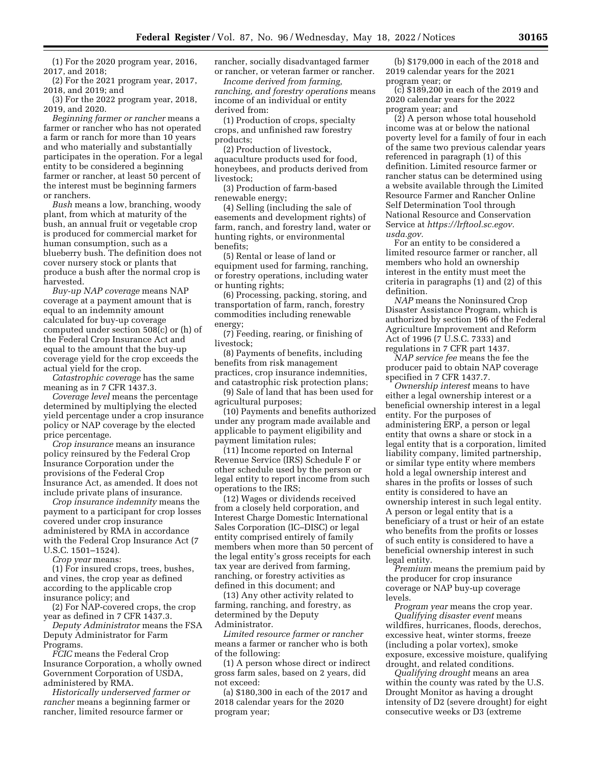(1) For the 2020 program year, 2016, 2017, and 2018;

(2) For the 2021 program year, 2017, 2018, and 2019; and

(3) For the 2022 program year, 2018, 2019, and 2020.

*Beginning farmer or rancher* means a farmer or rancher who has not operated a farm or ranch for more than 10 years and who materially and substantially participates in the operation. For a legal entity to be considered a beginning farmer or rancher, at least 50 percent of the interest must be beginning farmers or ranchers.

*Bush* means a low, branching, woody plant, from which at maturity of the bush, an annual fruit or vegetable crop is produced for commercial market for human consumption, such as a blueberry bush. The definition does not cover nursery stock or plants that produce a bush after the normal crop is harvested.

*Buy-up NAP coverage* means NAP coverage at a payment amount that is equal to an indemnity amount calculated for buy-up coverage computed under section 508(c) or (h) of the Federal Crop Insurance Act and equal to the amount that the buy-up coverage yield for the crop exceeds the actual yield for the crop.

*Catastrophic coverage* has the same meaning as in 7 CFR 1437.3.

*Coverage level* means the percentage determined by multiplying the elected yield percentage under a crop insurance policy or NAP coverage by the elected price percentage.

*Crop insurance* means an insurance policy reinsured by the Federal Crop Insurance Corporation under the provisions of the Federal Crop Insurance Act, as amended. It does not include private plans of insurance.

*Crop insurance indemnity* means the payment to a participant for crop losses covered under crop insurance administered by RMA in accordance with the Federal Crop Insurance Act (7 U.S.C. 1501–1524).

*Crop year* means:

(1) For insured crops, trees, bushes, and vines, the crop year as defined according to the applicable crop insurance policy; and

(2) For NAP-covered crops, the crop year as defined in 7 CFR 1437.3.

*Deputy Administrator* means the FSA Deputy Administrator for Farm Programs.

*FCIC* means the Federal Crop Insurance Corporation, a wholly owned Government Corporation of USDA, administered by RMA.

*Historically underserved farmer or rancher* means a beginning farmer or rancher, limited resource farmer or rancher, socially disadvantaged farmer or rancher, or veteran farmer or rancher.

*Income derived from farming, ranching, and forestry operations* means income of an individual or entity derived from:

(1) Production of crops, specialty crops, and unfinished raw forestry products;

(2) Production of livestock, aquaculture products used for food, honeybees, and products derived from livestock;

(3) Production of farm-based renewable energy;

(4) Selling (including the sale of easements and development rights) of farm, ranch, and forestry land, water or hunting rights, or environmental benefits;

(5) Rental or lease of land or equipment used for farming, ranching, or forestry operations, including water or hunting rights;

(6) Processing, packing, storing, and transportation of farm, ranch, forestry commodities including renewable energy;

(7) Feeding, rearing, or finishing of livestock;

(8) Payments of benefits, including benefits from risk management practices, crop insurance indemnities, and catastrophic risk protection plans;

(9) Sale of land that has been used for agricultural purposes;

(10) Payments and benefits authorized under any program made available and applicable to payment eligibility and payment limitation rules;

(11) Income reported on Internal Revenue Service (IRS) Schedule F or other schedule used by the person or legal entity to report income from such operations to the IRS;

(12) Wages or dividends received from a closely held corporation, and Interest Charge Domestic International Sales Corporation (IC–DISC) or legal entity comprised entirely of family members when more than 50 percent of the legal entity's gross receipts for each tax year are derived from farming, ranching, or forestry activities as defined in this document; and

(13) Any other activity related to farming, ranching, and forestry, as determined by the Deputy Administrator.

*Limited resource farmer or rancher* means a farmer or rancher who is both of the following:

(1) A person whose direct or indirect gross farm sales, based on 2 years, did not exceed:

(a) $180,300 in each of the 2017 and 2018 calendar years for the 2020 program year;

(b) $179,000 in each of the 2018 and 2019 calendar years for the 2021 program year; or

(c) $189,200 in each of the 2019 and 2020 calendar years for the 2022 program year; and

(2) A person whose total household income was at or below the national poverty level for a family of four in each of the same two previous calendar years referenced in paragraph (1) of this definition. Limited resource farmer or rancher status can be determined using a website available through the Limited Resource Farmer and Rancher Online Self Determination Tool through National Resource and Conservation Service at *https://lrftool.sc.egov.usda.gov.*

For an entity to be considered a limited resource farmer or rancher, all members who hold an ownership interest in the entity must meet the criteria in paragraphs (1) and (2) of this definition.

*NAP* means the Noninsured Crop Disaster Assistance Program, which is authorized by section 196 of the Federal Agriculture Improvement and Reform Act of 1996 (7 U.S.C. 7333) and regulations in 7 CFR part 1437.

*NAP service fee* means the fee the producer paid to obtain NAP coverage specified in 7 CFR 1437.7.

*Ownership interest* means to have either a legal ownership interest or a beneficial ownership interest in a legal entity. For the purposes of administering ERP, a person or legal entity that owns a share or stock in a legal entity that is a corporation, limited liability company, limited partnership, or similar type entity where members hold a legal ownership interest and shares in the profits or losses of such entity is considered to have an ownership interest in such legal entity. A person or legal entity that is a beneficiary of a trust or heir of an estate who benefits from the profits or losses of such entity is considered to have a beneficial ownership interest in such legal entity.

*Premium* means the premium paid by the producer for crop insurance coverage or NAP buy-up coverage levels.

*Program year* means the crop year.

*Qualifying disaster event* means wildfires, hurricanes, floods, derechos, excessive heat, winter storms, freeze (including a polar vortex), smoke exposure, excessive moisture, qualifying drought, and related conditions.

*Qualifying drought* means an area within the county was rated by the U.S. Drought Monitor as having a drought intensity of D2 (severe drought) for eight consecutive weeks or D3 (extreme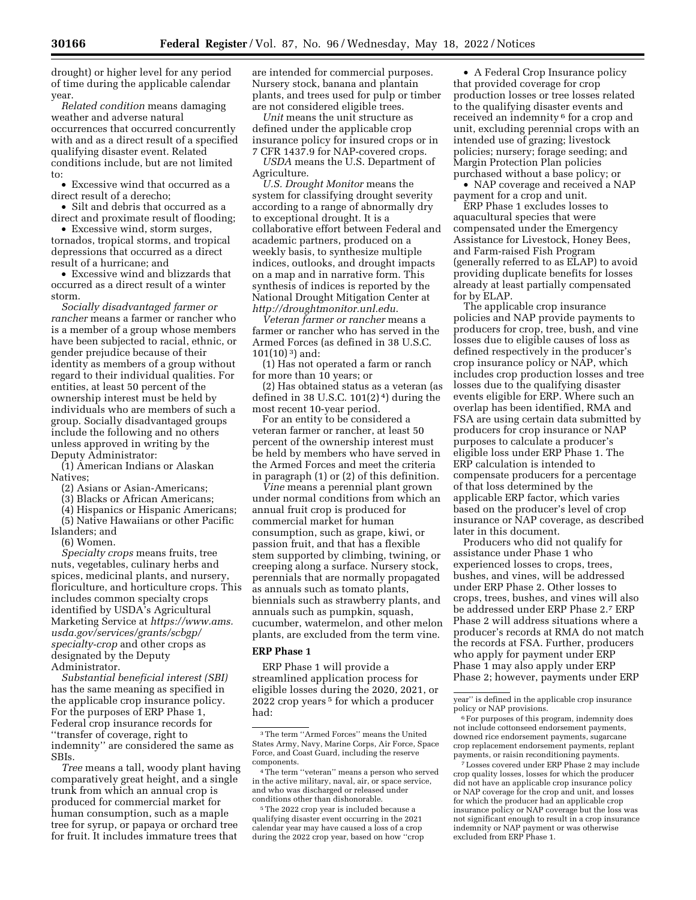drought) or higher level for any period of time during the applicable calendar year.

*Related condition* means damaging weather and adverse natural occurrences that occurred concurrently with and as a direct result of a specified qualifying disaster event. Related conditions include, but are not limited to:

• Excessive wind that occurred as a direct result of a derecho;

• Silt and debris that occurred as a direct and proximate result of flooding;

• Excessive wind, storm surges, tornados, tropical storms, and tropical depressions that occurred as a direct result of a hurricane; and

• Excessive wind and blizzards that occurred as a direct result of a winter storm.

*Socially disadvantaged farmer or rancher* means a farmer or rancher who is a member of a group whose members have been subjected to racial, ethnic, or gender prejudice because of their identity as members of a group without regard to their individual qualities. For entities, at least 50 percent of the ownership interest must be held by individuals who are members of such a group. Socially disadvantaged groups include the following and no others unless approved in writing by the Deputy Administrator:

(1) American Indians or Alaskan Natives;

(2) Asians or Asian-Americans;

(3) Blacks or African Americans;

(4) Hispanics or Hispanic Americans;

(5) Native Hawaiians or other Pacific Islanders; and

(6) Women.

*Specialty crops* means fruits, tree nuts, vegetables, culinary herbs and spices, medicinal plants, and nursery, floriculture, and horticulture crops. This includes common specialty crops identified by USDA's Agricultural Marketing Service at *https://www.ams.usda.gov/services/grants/scbgp/specialty-crop* and other crops as designated by the Deputy Administrator.

*Substantial beneficial interest (SBI)* has the same meaning as specified in the applicable crop insurance policy. For the purposes of ERP Phase 1, Federal crop insurance records for "transfer of coverage, right to indemnity" are considered the same as SBIs.

*Tree* means a tall, woody plant having comparatively great height, and a single trunk from which an annual crop is produced for commercial market for human consumption, such as a maple tree for syrup, or papaya or orchard tree for fruit. It includes immature trees that are intended for commercial purposes. Nursery stock, banana and plantain plants, and trees used for pulp or timber are not considered eligible trees.

*Unit* means the unit structure as defined under the applicable crop insurance policy for insured crops or in 7 CFR 1437.9 for NAP-covered crops.

*USDA* means the U.S. Department of Agriculture.

*U.S. Drought Monitor* means the system for classifying drought severity according to a range of abnormally dry to exceptional drought. It is a collaborative effort between Federal and academic partners, produced on a weekly basis, to synthesize multiple indices, outlooks, and drought impacts on a map and in narrative form. This synthesis of indices is reported by the National Drought Mitigation Center at *http://droughtmonitor.unl.edu.*

*Veteran farmer or rancher* means a farmer or rancher who has served in the Armed Forces (as defined in 38 U.S.C. 101(10) [3]) and:

(1) Has not operated a farm or ranch for more than 10 years; or

(2) Has obtained status as a veteran (as defined in 38 U.S.C. 101(2) [4]) during the most recent 10-year period.

For an entity to be considered a veteran farmer or rancher, at least 50 percent of the ownership interest must be held by members who have served in the Armed Forces and meet the criteria in paragraph (1) or (2) of this definition.

*Vine* means a perennial plant grown under normal conditions from which an annual fruit crop is produced for commercial market for human consumption, such as grape, kiwi, or passion fruit, and that has a flexible stem supported by climbing, twining, or creeping along a surface. Nursery stock, perennials that are normally propagated as annuals such as tomato plants, biennials such as strawberry plants, and annuals such as pumpkin, squash, cucumber, watermelon, and other melon plants, are excluded from the term vine.

## ERP Phase 1

ERP Phase 1 will provide a streamlined application process for eligible losses during the 2020, 2021, or 2022 crop years [5] for which a producer had:

• A Federal Crop Insurance policy that provided coverage for crop production losses or tree losses related to the qualifying disaster events and received an indemnity [6] for a crop and unit, excluding perennial crops with an intended use of grazing; livestock policies; nursery; forage seeding; and Margin Protection Plan policies purchased without a base policy; or

• NAP coverage and received a NAP payment for a crop and unit.

ERP Phase 1 excludes losses to aquacultural species that were compensated under the Emergency Assistance for Livestock, Honey Bees, and Farm-raised Fish Program (generally referred to as ELAP) to avoid providing duplicate benefits for losses already at least partially compensated for by ELAP.

The applicable crop insurance policies and NAP provide payments to producers for crop, tree, bush, and vine losses due to eligible causes of loss as defined respectively in the producer's crop insurance policy or NAP, which includes crop production losses and tree losses due to the qualifying disaster events eligible for ERP. Where such an overlap has been identified, RMA and FSA are using certain data submitted by producers for crop insurance or NAP purposes to calculate a producer's eligible loss under ERP Phase 1. The ERP calculation is intended to compensate producers for a percentage of that loss determined by the applicable ERP factor, which varies based on the producer's level of crop insurance or NAP coverage, as described later in this document.

Producers who did not qualify for assistance under Phase 1 who experienced losses to crops, trees, bushes, and vines, will be addressed under ERP Phase 2. Other losses to crops, trees, bushes, and vines will also be addressed under ERP Phase 2.[7] ERP Phase 2 will address situations where a producer's records at RMA do not match the records at FSA. Further, producers who apply for payment under ERP Phase 1 may also apply under ERP Phase 2; however, payments under ERP

---

[3] The term "Armed Forces" means the United States Army, Navy, Marine Corps, Air Force, Space Force, and Coast Guard, including the reserve components.

[4] The term "veteran" means a person who served in the active military, naval, air, or space service, and who was discharged or released under conditions other than dishonorable.

[5] The 2022 crop year is included because a qualifying disaster event occurring in the 2021 calendar year may have caused a loss of a crop during the 2022 crop year, based on how "crop year" is defined in the applicable crop insurance policy or NAP provisions.

[6] For purposes of this program, indemnity does not include cottonseed endorsement payments, downed rice endorsement payments, sugarcane crop replacement endorsement payments, replant payments, or raisin reconditioning payments.

[7] Losses covered under ERP Phase 2 may include crop quality losses, losses for which the producer did not have an applicable crop insurance policy or NAP coverage for the crop and unit, and losses for which the producer had an applicable crop insurance policy or NAP coverage but the loss was not significant enough to result in a crop insurance indemnity or NAP payment or was otherwise excluded from ERP Phase 1.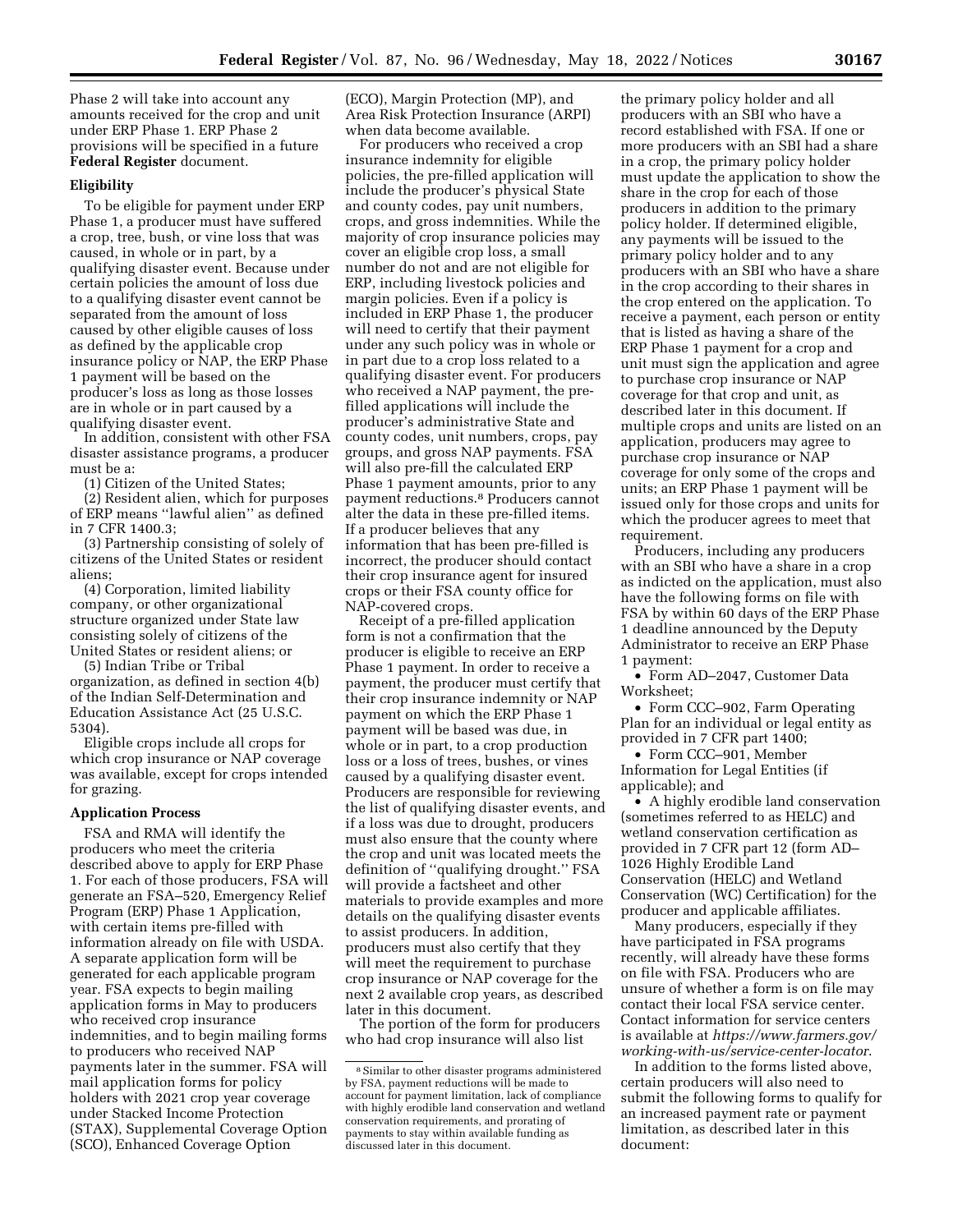Phase 2 will take into account any amounts received for the crop and unit under ERP Phase 1. ERP Phase 2 provisions will be specified in a future **Federal Register** document.

### Eligibility

To be eligible for payment under ERP Phase 1, a producer must have suffered a crop, tree, bush, or vine loss that was caused, in whole or in part, by a qualifying disaster event. Because under certain policies the amount of loss due to a qualifying disaster event cannot be separated from the amount of loss caused by other eligible causes of loss as defined by the applicable crop insurance policy or NAP, the ERP Phase 1 payment will be based on the producer's loss as long as those losses are in whole or in part caused by a qualifying disaster event.

In addition, consistent with other FSA disaster assistance programs, a producer must be a:

(1) Citizen of the United States;

(2) Resident alien, which for purposes of ERP means ''lawful alien'' as defined in 7 CFR 1400.3;

(3) Partnership consisting of solely of citizens of the United States or resident aliens;

(4) Corporation, limited liability company, or other organizational structure organized under State law consisting solely of citizens of the United States or resident aliens; or

(5) Indian Tribe or Tribal organization, as defined in section 4(b) of the Indian Self-Determination and Education Assistance Act (25 U.S.C. 5304).

Eligible crops include all crops for which crop insurance or NAP coverage was available, except for crops intended for grazing.

### Application Process

FSA and RMA will identify the producers who meet the criteria described above to apply for ERP Phase 1. For each of those producers, FSA will generate an FSA–520, Emergency Relief Program (ERP) Phase 1 Application, with certain items pre-filled with information already on file with USDA. A separate application form will be generated for each applicable program year. FSA expects to begin mailing application forms in May to producers who received crop insurance indemnities, and to begin mailing forms to producers who received NAP payments later in the summer. FSA will mail application forms for policy holders with 2021 crop year coverage under Stacked Income Protection (STAX), Supplemental Coverage Option (SCO), Enhanced Coverage Option (ECO), Margin Protection (MP), and Area Risk Protection Insurance (ARPI) when data become available.

For producers who received a crop insurance indemnity for eligible policies, the pre-filled application will include the producer's physical State and county codes, pay unit numbers, crops, and gross indemnities. While the majority of crop insurance policies may cover an eligible crop loss, a small number do not and are not eligible for ERP, including livestock policies and margin policies. Even if a policy is included in ERP Phase 1, the producer will need to certify that their payment under any such policy was in whole or in part due to a crop loss related to a qualifying disaster event. For producers who received a NAP payment, the pre-filled applications will include the producer's administrative State and county codes, unit numbers, crops, pay groups, and gross NAP payments. FSA will also pre-fill the calculated ERP Phase 1 payment amounts, prior to any payment reductions.[8] Producers cannot alter the data in these pre-filled items. If a producer believes that any information that has been pre-filled is incorrect, the producer should contact their crop insurance agent for insured crops or their FSA county office for NAP-covered crops.

Receipt of a pre-filled application form is not a confirmation that the producer is eligible to receive an ERP Phase 1 payment. In order to receive a payment, the producer must certify that their crop insurance indemnity or NAP payment on which the ERP Phase 1 payment will be based was due, in whole or in part, to a crop production loss or a loss of trees, bushes, or vines caused by a qualifying disaster event. Producers are responsible for reviewing the list of qualifying disaster events, and if a loss was due to drought, producers must also ensure that the county where the crop and unit was located meets the definition of ''qualifying drought.'' FSA will provide a factsheet and other materials to provide examples and more details on the qualifying disaster events to assist producers. In addition, producers must also certify that they will meet the requirement to purchase crop insurance or NAP coverage for the next 2 available crop years, as described later in this document.

The portion of the form for producers who had crop insurance will also list the primary policy holder and all producers with an SBI who have a record established with FSA. If one or more producers with an SBI had a share in a crop, the primary policy holder must update the application to show the share in the crop for each of those producers in addition to the primary policy holder. If determined eligible, any payments will be issued to the primary policy holder and to any producers with an SBI who have a share in the crop according to their shares in the crop entered on the application. To receive a payment, each person or entity that is listed as having a share of the ERP Phase 1 payment for a crop and unit must sign the application and agree to purchase crop insurance or NAP coverage for that crop and unit, as described later in this document. If multiple crops and units are listed on an application, producers may agree to purchase crop insurance or NAP coverage for only some of the crops and units; an ERP Phase 1 payment will be issued only for those crops and units for which the producer agrees to meet that requirement.

Producers, including any producers with an SBI who have a share in a crop as indicted on the application, must also have the following forms on file with FSA by within 60 days of the ERP Phase 1 deadline announced by the Deputy Administrator to receive an ERP Phase 1 payment:

- Form AD–2047, Customer Data Worksheet;
- Form CCC–902, Farm Operating Plan for an individual or legal entity as provided in 7 CFR part 1400;
- Form CCC–901, Member Information for Legal Entities (if applicable); and
- A highly erodible land conservation (sometimes referred to as HELC) and wetland conservation certification as provided in 7 CFR part 12 (form AD–1026 Highly Erodible Land Conservation (HELC) and Wetland Conservation (WC) Certification) for the producer and applicable affiliates.

Many producers, especially if they have participated in FSA programs recently, will already have these forms on file with FSA. Producers who are unsure of whether a form is on file may contact their local FSA service center. Contact information for service centers is available at *https://www.farmers.gov/working-with-us/service-center-locator*.

In addition to the forms listed above, certain producers will also need to submit the following forms to qualify for an increased payment rate or payment limitation, as described later in this document:

---

[8] Similar to other disaster programs administered by FSA, payment reductions will be made to account for payment limitation, lack of compliance with highly erodible land conservation and wetland conservation requirements, and prorating of payments to stay within available funding as discussed later in this document.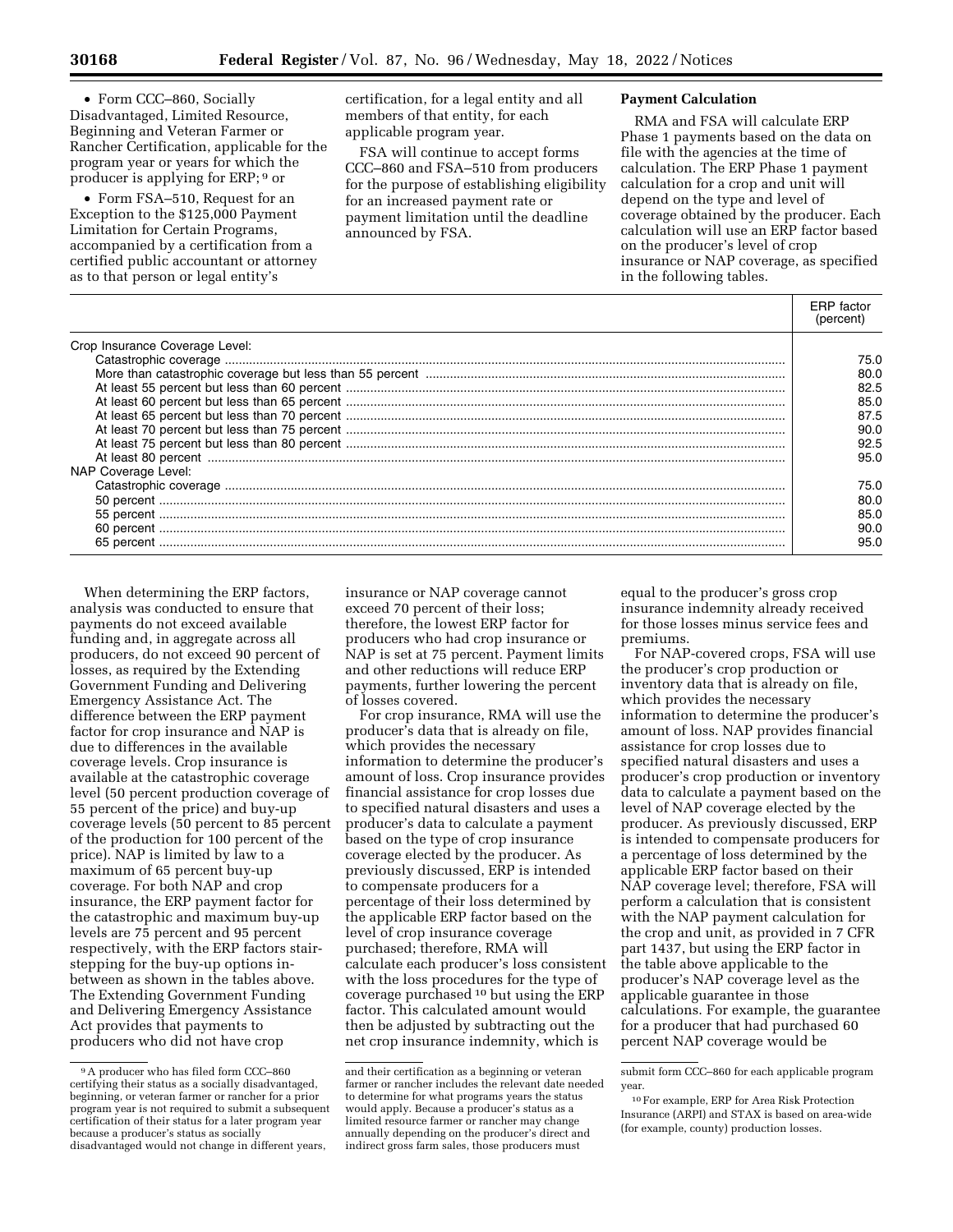- Form CCC–860, Socially Disadvantaged, Limited Resource, Beginning and Veteran Farmer or Rancher Certification, applicable for the program year or years for which the producer is applying for ERP; [9] or

- Form FSA–510, Request for an Exception to the $125,000 Payment Limitation for Certain Programs, accompanied by a certification from a certified public accountant or attorney as to that person or legal entity's certification, for a legal entity and all members of that entity, for each applicable program year.

FSA will continue to accept forms CCC–860 and FSA–510 from producers for the purpose of establishing eligibility for an increased payment rate or payment limitation until the deadline announced by FSA.

**Payment Calculation**

RMA and FSA will calculate ERP Phase 1 payments based on the data on file with the agencies at the time of calculation. The ERP Phase 1 payment calculation for a crop and unit will depend on the type and level of coverage obtained by the producer. Each calculation will use an ERP factor based on the producer's level of crop insurance or NAP coverage, as specified in the following tables.

| | ERP factor (percent) |
|---|---|
| Crop Insurance Coverage Level: | |
| Catastrophic coverage | 75.0 |
| More than catastrophic coverage but less than 55 percent | 80.0 |
| At least 55 percent but less than 60 percent | 82.5 |
| At least 60 percent but less than 65 percent | 85.0 |
| At least 65 percent but less than 70 percent | 87.5 |
| At least 70 percent but less than 75 percent | 90.0 |
| At least 75 percent but less than 80 percent | 92.5 |
| At least 80 percent | 95.0 |
| NAP Coverage Level: | |
| Catastrophic coverage | 75.0 |
| 50 percent | 80.0 |
| 55 percent | 85.0 |
| 60 percent | 90.0 |
| 65 percent | 95.0 |

When determining the ERP factors, analysis was conducted to ensure that payments do not exceed available funding and, in aggregate across all producers, do not exceed 90 percent of losses, as required by the Extending Government Funding and Delivering Emergency Assistance Act. The difference between the ERP payment factor for crop insurance and NAP is due to differences in the available coverage levels. Crop insurance is available at the catastrophic coverage level (50 percent production coverage of 55 percent of the price) and buy-up coverage levels (50 percent to 85 percent of the production for 100 percent of the price). NAP is limited by law to a maximum of 65 percent buy-up coverage. For both NAP and crop insurance, the ERP payment factor for the catastrophic and maximum buy-up levels are 75 percent and 95 percent respectively, with the ERP factors stair-stepping for the buy-up options in-between as shown in the tables above. The Extending Government Funding and Delivering Emergency Assistance Act provides that payments to producers who did not have crop insurance or NAP coverage cannot exceed 70 percent of their loss; therefore, the lowest ERP factor for producers who had crop insurance or NAP is set at 75 percent. Payment limits and other reductions will reduce ERP payments, further lowering the percent of losses covered.

For crop insurance, RMA will use the producer's data that is already on file, which provides the necessary information to determine the producer's amount of loss. Crop insurance provides financial assistance for crop losses due to specified natural disasters and uses a producer's data to calculate a payment based on the type of crop insurance coverage elected by the producer. As previously discussed, ERP is intended to compensate producers for a percentage of their loss determined by the applicable ERP factor based on the level of crop insurance coverage purchased; therefore, RMA will calculate each producer's loss consistent with the loss procedures for the type of coverage purchased [10] but using the ERP factor. This calculated amount would then be adjusted by subtracting out the net crop insurance indemnity, which is equal to the producer's gross crop insurance indemnity already received for those losses minus service fees and premiums.

For NAP-covered crops, FSA will use the producer's crop production or inventory data that is already on file, which provides the necessary information to determine the producer's amount of loss. NAP provides financial assistance for crop losses due to specified natural disasters and uses a producer's crop production or inventory data to calculate a payment based on the level of NAP coverage elected by the producer. As previously discussed, ERP is intended to compensate producers for a percentage of loss determined by the applicable ERP factor based on their NAP coverage level; therefore, FSA will perform a calculation that is consistent with the NAP payment calculation for the crop and unit, as provided in 7 CFR part 1437, but using the ERP factor in the table above applicable to the producer's NAP coverage level as the applicable guarantee in those calculations. For example, the guarantee for a producer that had purchased 60 percent NAP coverage would be

---

[9] A producer who has filed form CCC–860 certifying their status as a socially disadvantaged, beginning, or veteran farmer or rancher for a prior program year is not required to submit a subsequent certification of their status for a later program year because a producer's status as socially disadvantaged would not change in different years, and their certification as a beginning or veteran farmer or rancher includes the relevant date needed to determine for what programs years the status would apply. Because a producer's status as a limited resource farmer or rancher may change annually depending on the producer's direct and indirect gross farm sales, those producers must submit form CCC–860 for each applicable program year.

[10] For example, ERP for Area Risk Protection Insurance (ARPI) and STAX is based on area-wide (for example, county) production losses.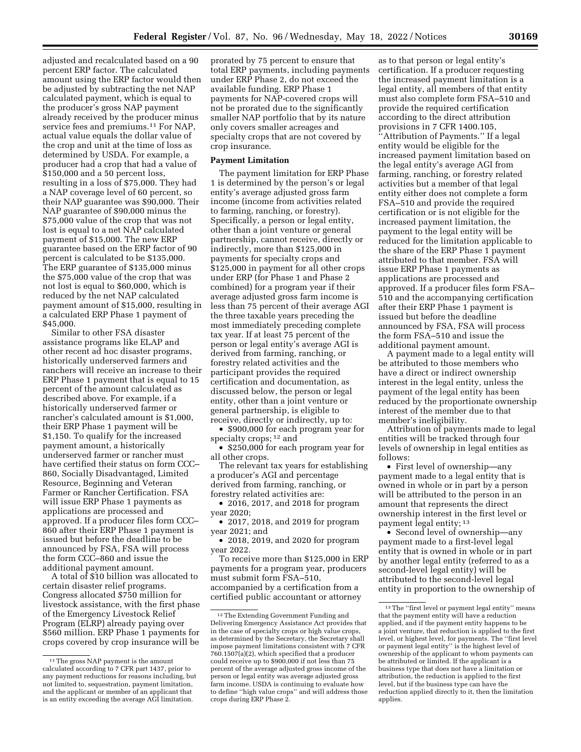adjusted and recalculated based on a 90 percent ERP factor. The calculated amount using the ERP factor would then be adjusted by subtracting the net NAP calculated payment, which is equal to the producer's gross NAP payment already received by the producer minus service fees and premiums.[11] For NAP, actual value equals the dollar value of the crop and unit at the time of loss as determined by USDA. For example, a producer had a crop that had a value of $150,000 and a 50 percent loss, resulting in a loss of $75,000. They had a NAP coverage level of 60 percent, so their NAP guarantee was $90,000. Their NAP guarantee of $90,000 minus the $75,000 value of the crop that was not lost is equal to a net NAP calculated payment of $15,000. The new ERP guarantee based on the ERP factor of 90 percent is calculated to be $135,000. The ERP guarantee of $135,000 minus the $75,000 value of the crop that was not lost is equal to $60,000, which is reduced by the net NAP calculated payment amount of $15,000, resulting in a calculated ERP Phase 1 payment of $45,000.

Similar to other FSA disaster assistance programs like ELAP and other recent ad hoc disaster programs, historically underserved farmers and ranchers will receive an increase to their ERP Phase 1 payment that is equal to 15 percent of the amount calculated as described above. For example, if a historically underserved farmer or rancher's calculated amount is $1,000, their ERP Phase 1 payment will be $1,150. To qualify for the increased payment amount, a historically underserved farmer or rancher must have certified their status on form CCC–860, Socially Disadvantaged, Limited Resource, Beginning and Veteran Farmer or Rancher Certification. FSA will issue ERP Phase 1 payments as applications are processed and approved. If a producer files form CCC–860 after their ERP Phase 1 payment is issued but before the deadline to be announced by FSA, FSA will process the form CCC–860 and issue the additional payment amount.

A total of $10 billion was allocated to certain disaster relief programs. Congress allocated $750 million for livestock assistance, with the first phase of the Emergency Livestock Relief Program (ELRP) already paying over $560 million. ERP Phase 1 payments for crops covered by crop insurance will be prorated by 75 percent to ensure that total ERP payments, including payments under ERP Phase 2, do not exceed the available funding. ERP Phase 1 payments for NAP-covered crops will not be prorated due to the significantly smaller NAP portfolio that by its nature only covers smaller acreages and specialty crops that are not covered by crop insurance.

**Payment Limitation**

The payment limitation for ERP Phase 1 is determined by the person's or legal entity's average adjusted gross farm income (income from activities related to farming, ranching, or forestry). Specifically, a person or legal entity, other than a joint venture or general partnership, cannot receive, directly or indirectly, more than $125,000 in payments for specialty crops and $125,000 in payment for all other crops under ERP (for Phase 1 and Phase 2 combined) for a program year if their average adjusted gross farm income is less than 75 percent of their average AGI the three taxable years preceding the most immediately preceding complete tax year. If at least 75 percent of the person or legal entity's average AGI is derived from farming, ranching, or forestry related activities and the participant provides the required certification and documentation, as discussed below, the person or legal entity, other than a joint venture or general partnership, is eligible to receive, directly or indirectly, up to:

- $900,000 for each program year for specialty crops;[12] and
- $250,000 for each program year for all other crops.

The relevant tax years for establishing a producer's AGI and percentage derived from farming, ranching, or forestry related activities are:

- 2016, 2017, and 2018 for program year 2020;
- 2017, 2018, and 2019 for program year 2021; and
- 2018, 2019, and 2020 for program year 2022.

To receive more than $125,000 in ERP payments for a program year, producers must submit form FSA–510, accompanied by a certification from a certified public accountant or attorney as to that person or legal entity's certification. If a producer requesting the increased payment limitation is a legal entity, all members of that entity must also complete form FSA–510 and provide the required certification according to the direct attribution provisions in 7 CFR 1400.105, "Attribution of Payments." If a legal entity would be eligible for the increased payment limitation based on the legal entity's average AGI from farming, ranching, or forestry related activities but a member of that legal entity either does not complete a form FSA–510 and provide the required certification or is not eligible for the increased payment limitation, the payment to the legal entity will be reduced for the limitation applicable to the share of the ERP Phase 1 payment attributed to that member. FSA will issue ERP Phase 1 payments as applications are processed and approved. If a producer files form FSA–510 and the accompanying certification after their ERP Phase 1 payment is issued but before the deadline announced by FSA, FSA will process the form FSA–510 and issue the additional payment amount.

A payment made to a legal entity will be attributed to those members who have a direct or indirect ownership interest in the legal entity, unless the payment of the legal entity has been reduced by the proportionate ownership interest of the member due to that member's ineligibility.

Attribution of payments made to legal entities will be tracked through four levels of ownership in legal entities as follows:

- First level of ownership—any payment made to a legal entity that is owned in whole or in part by a person will be attributed to the person in an amount that represents the direct ownership interest in the first level or payment legal entity;[13]
- Second level of ownership—any payment made to a first-level legal entity that is owned in whole or in part by another legal entity (referred to as a second-level legal entity) will be attributed to the second-level legal entity in proportion to the ownership of

---

[11] The gross NAP payment is the amount calculated according to 7 CFR part 1437, prior to any payment reductions for reasons including, but not limited to, sequestration, payment limitation, and the applicant or member of an applicant that is an entity exceeding the average AGI limitation.

[12] The Extending Government Funding and Delivering Emergency Assistance Act provides that in the case of specialty crops or high value crops, as determined by the Secretary, the Secretary shall impose payment limitations consistent with 7 CFR 760.1507(a)(2), which specified that a producer could receive up to $900,000 if not less than 75 percent of the average adjusted gross income of the person or legal entity was average adjusted gross farm income. USDA is continuing to evaluate how to define "high value crops" and will address those crops during ERP Phase 2.

[13] The "first level or payment legal entity" means that the payment entity will have a reduction applied, and if the payment entity happens to be a joint venture, that reduction is applied to the first level, or highest level, for payments. The "first level or payment legal entity" is the highest level of ownership of the applicant to whom payments can be attributed or limited. If the applicant is a business type that does not have a limitation or attribution, the reduction is applied to the first level, but if the business type can have the reduction applied directly to it, then the limitation applies.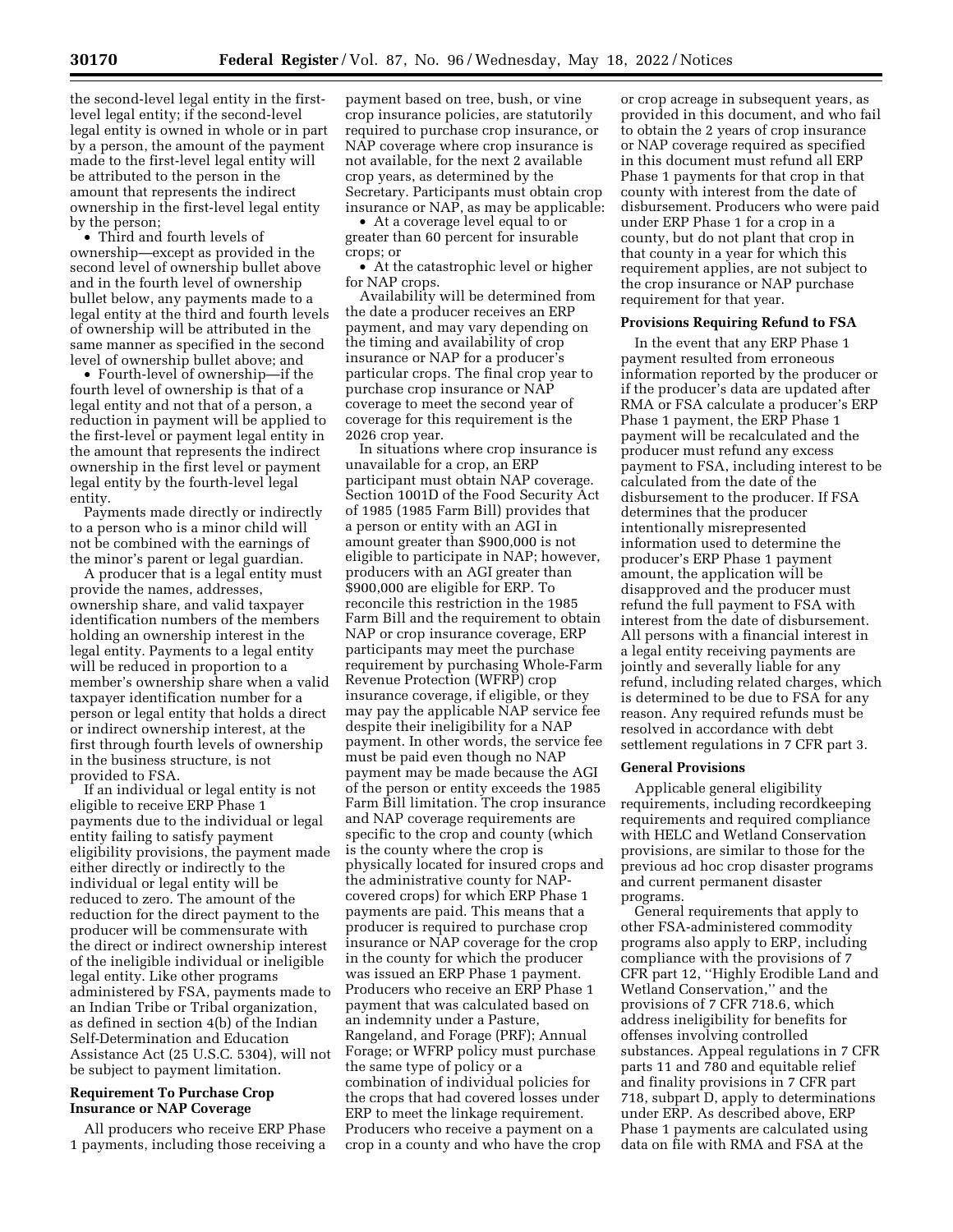the second-level legal entity in the first-level legal entity; if the second-level legal entity is owned in whole or in part by a person, the amount of the payment made to the first-level legal entity will be attributed to the person in the amount that represents the indirect ownership in the first-level legal entity by the person;

- Third and fourth levels of ownership—except as provided in the second level of ownership bullet above and in the fourth level of ownership bullet below, any payments made to a legal entity at the third and fourth levels of ownership will be attributed in the same manner as specified in the second level of ownership bullet above; and
- Fourth-level of ownership—if the fourth level of ownership is that of a legal entity and not that of a person, a reduction in payment will be applied to the first-level or payment legal entity in the amount that represents the indirect ownership in the first level or payment legal entity by the fourth-level legal entity.

Payments made directly or indirectly to a person who is a minor child will not be combined with the earnings of the minor's parent or legal guardian.

A producer that is a legal entity must provide the names, addresses, ownership share, and valid taxpayer identification numbers of the members holding an ownership interest in the legal entity. Payments to a legal entity will be reduced in proportion to a member's ownership share when a valid taxpayer identification number for a person or legal entity that holds a direct or indirect ownership interest, at the first through fourth levels of ownership in the business structure, is not provided to FSA.

If an individual or legal entity is not eligible to receive ERP Phase 1 payments due to the individual or legal entity failing to satisfy payment eligibility provisions, the payment made either directly or indirectly to the individual or legal entity will be reduced to zero. The amount of the reduction for the direct payment to the producer will be commensurate with the direct or indirect ownership interest of the ineligible individual or ineligible legal entity. Like other programs administered by FSA, payments made to an Indian Tribe or Tribal organization, as defined in section 4(b) of the Indian Self-Determination and Education Assistance Act (25 U.S.C. 5304), will not be subject to payment limitation.

**Requirement To Purchase Crop Insurance or NAP Coverage**

All producers who receive ERP Phase 1 payments, including those receiving a payment based on tree, bush, or vine crop insurance policies, are statutorily required to purchase crop insurance, or NAP coverage where crop insurance is not available, for the next 2 available crop years, as determined by the Secretary. Participants must obtain crop insurance or NAP, as may be applicable:

- At a coverage level equal to or greater than 60 percent for insurable crops; or
- At the catastrophic level or higher for NAP crops.

Availability will be determined from the date a producer receives an ERP payment, and may vary depending on the timing and availability of crop insurance or NAP for a producer's particular crops. The final crop year to purchase crop insurance or NAP coverage to meet the second year of coverage for this requirement is the 2026 crop year.

In situations where crop insurance is unavailable for a crop, an ERP participant must obtain NAP coverage. Section 1001D of the Food Security Act of 1985 (1985 Farm Bill) provides that a person or entity with an AGI in amount greater than $900,000 is not eligible to participate in NAP; however, producers with an AGI greater than $900,000 are eligible for ERP. To reconcile this restriction in the 1985 Farm Bill and the requirement to obtain NAP or crop insurance coverage, ERP participants may meet the purchase requirement by purchasing Whole-Farm Revenue Protection (WFRP) crop insurance coverage, if eligible, or they may pay the applicable NAP service fee despite their ineligibility for a NAP payment. In other words, the service fee must be paid even though no NAP payment may be made because the AGI of the person or entity exceeds the 1985 Farm Bill limitation. The crop insurance and NAP coverage requirements are specific to the crop and county (which is the county where the crop is physically located for insured crops and the administrative county for NAP-covered crops) for which ERP Phase 1 payments are paid. This means that a producer is required to purchase crop insurance or NAP coverage for the crop in the county for which the producer was issued an ERP Phase 1 payment. Producers who receive an ERP Phase 1 payment that was calculated based on an indemnity under a Pasture, Rangeland, and Forage (PRF); Annual Forage; or WFRP policy must purchase the same type of policy or a combination of individual policies for the crops that had covered losses under ERP to meet the linkage requirement. Producers who receive a payment on a crop in a county and who have the crop or crop acreage in subsequent years, as provided in this document, and who fail to obtain the 2 years of crop insurance or NAP coverage required as specified in this document must refund all ERP Phase 1 payments for that crop in that county with interest from the date of disbursement. Producers who were paid under ERP Phase 1 for a crop in a county, but do not plant that crop in that county in a year for which this requirement applies, are not subject to the crop insurance or NAP purchase requirement for that year.

**Provisions Requiring Refund to FSA**

In the event that any ERP Phase 1 payment resulted from erroneous information reported by the producer or if the producer's data are updated after RMA or FSA calculate a producer's ERP Phase 1 payment, the ERP Phase 1 payment will be recalculated and the producer must refund any excess payment to FSA, including interest to be calculated from the date of the disbursement to the producer. If FSA determines that the producer intentionally misrepresented information used to determine the producer's ERP Phase 1 payment amount, the application will be disapproved and the producer must refund the full payment to FSA with interest from the date of disbursement. All persons with a financial interest in a legal entity receiving payments are jointly and severally liable for any refund, including related charges, which is determined to be due to FSA for any reason. Any required refunds must be resolved in accordance with debt settlement regulations in 7 CFR part 3.

**General Provisions**

Applicable general eligibility requirements, including recordkeeping requirements and required compliance with HELC and Wetland Conservation provisions, are similar to those for the previous ad hoc crop disaster programs and current permanent disaster programs.

General requirements that apply to other FSA-administered commodity programs also apply to ERP, including compliance with the provisions of 7 CFR part 12, "Highly Erodible Land and Wetland Conservation," and the provisions of 7 CFR 718.6, which address ineligibility for benefits for offenses involving controlled substances. Appeal regulations in 7 CFR parts 11 and 780 and equitable relief and finality provisions in 7 CFR part 718, subpart D, apply to determinations under ERP. As described above, ERP Phase 1 payments are calculated using data on file with RMA and FSA at the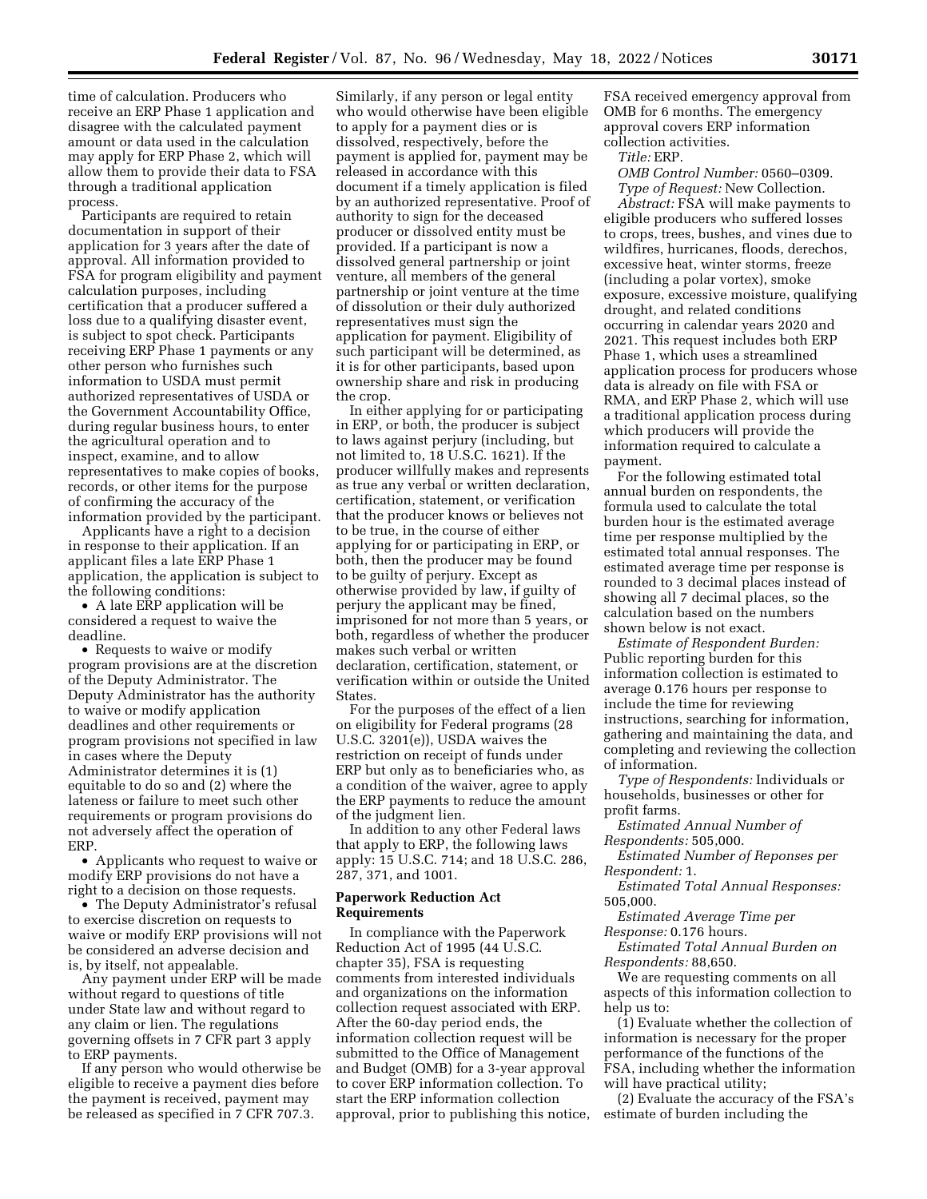time of calculation. Producers who receive an ERP Phase 1 application and disagree with the calculated payment amount or data used in the calculation may apply for ERP Phase 2, which will allow them to provide their data to FSA through a traditional application process.

Participants are required to retain documentation in support of their application for 3 years after the date of approval. All information provided to FSA for program eligibility and payment calculation purposes, including certification that a producer suffered a loss due to a qualifying disaster event, is subject to spot check. Participants receiving ERP Phase 1 payments or any other person who furnishes such information to USDA must permit authorized representatives of USDA or the Government Accountability Office, during regular business hours, to enter the agricultural operation and to inspect, examine, and to allow representatives to make copies of books, records, or other items for the purpose of confirming the accuracy of the information provided by the participant.

Applicants have a right to a decision in response to their application. If an applicant files a late ERP Phase 1 application, the application is subject to the following conditions:

- A late ERP application will be considered a request to waive the deadline.
- Requests to waive or modify program provisions are at the discretion of the Deputy Administrator. The Deputy Administrator has the authority to waive or modify application deadlines and other requirements or program provisions not specified in law in cases where the Deputy Administrator determines it is (1) equitable to do so and (2) where the lateness or failure to meet such other requirements or program provisions do not adversely affect the operation of ERP.
- Applicants who request to waive or modify ERP provisions do not have a right to a decision on those requests.
- The Deputy Administrator's refusal to exercise discretion on requests to waive or modify ERP provisions will not be considered an adverse decision and is, by itself, not appealable.

Any payment under ERP will be made without regard to questions of title under State law and without regard to any claim or lien. The regulations governing offsets in 7 CFR part 3 apply to ERP payments.

If any person who would otherwise be eligible to receive a payment dies before the payment is received, payment may be released as specified in 7 CFR 707.3. Similarly, if any person or legal entity who would otherwise have been eligible to apply for a payment dies or is dissolved, respectively, before the payment is applied for, payment may be released in accordance with this document if a timely application is filed by an authorized representative. Proof of authority to sign for the deceased producer or dissolved entity must be provided. If a participant is now a dissolved general partnership or joint venture, all members of the general partnership or joint venture at the time of dissolution or their duly authorized representatives must sign the application for payment. Eligibility of such participant will be determined, as it is for other participants, based upon ownership share and risk in producing the crop.

In either applying for or participating in ERP, or both, the producer is subject to laws against perjury (including, but not limited to, 18 U.S.C. 1621). If the producer willfully makes and represents as true any verbal or written declaration, certification, statement, or verification that the producer knows or believes not to be true, in the course of either applying for or participating in ERP, or both, then the producer may be found to be guilty of perjury. Except as otherwise provided by law, if guilty of perjury the applicant may be fined, imprisoned for not more than 5 years, or both, regardless of whether the producer makes such verbal or written declaration, certification, statement, or verification within or outside the United States.

For the purposes of the effect of a lien on eligibility for Federal programs (28 U.S.C. 3201(e)), USDA waives the restriction on receipt of funds under ERP but only as to beneficiaries who, as a condition of the waiver, agree to apply the ERP payments to reduce the amount of the judgment lien.

In addition to any other Federal laws that apply to ERP, the following laws apply: 15 U.S.C. 714; and 18 U.S.C. 286, 287, 371, and 1001.

## Paperwork Reduction Act Requirements

In compliance with the Paperwork Reduction Act of 1995 (44 U.S.C. chapter 35), FSA is requesting comments from interested individuals and organizations on the information collection request associated with ERP. After the 60-day period ends, the information collection request will be submitted to the Office of Management and Budget (OMB) for a 3-year approval to cover ERP information collection. To start the ERP information collection approval, prior to publishing this notice, FSA received emergency approval from OMB for 6 months. The emergency approval covers ERP information collection activities.

*Title:* ERP.

*OMB Control Number:* 0560–0309.

*Type of Request:* New Collection.

*Abstract:* FSA will make payments to eligible producers who suffered losses to crops, trees, bushes, and vines due to wildfires, hurricanes, floods, derechos, excessive heat, winter storms, freeze (including a polar vortex), smoke exposure, excessive moisture, qualifying drought, and related conditions occurring in calendar years 2020 and 2021. This request includes both ERP Phase 1, which uses a streamlined application process for producers whose data is already on file with FSA or RMA, and ERP Phase 2, which will use a traditional application process during which producers will provide the information required to calculate a payment.

For the following estimated total annual burden on respondents, the formula used to calculate the total burden hour is the estimated average time per response multiplied by the estimated total annual responses. The estimated average time per response is rounded to 3 decimal places instead of showing all 7 decimal places, so the calculation based on the numbers shown below is not exact.

*Estimate of Respondent Burden:* Public reporting burden for this information collection is estimated to average 0.176 hours per response to include the time for reviewing instructions, searching for information, gathering and maintaining the data, and completing and reviewing the collection of information.

*Type of Respondents:* Individuals or households, businesses or other for profit farms.

*Estimated Annual Number of Respondents:* 505,000.

*Estimated Number of Reponses per Respondent:* 1.

*Estimated Total Annual Responses:* 505,000.

*Estimated Average Time per Response:* 0.176 hours.

*Estimated Total Annual Burden on Respondents:* 88,650.

We are requesting comments on all aspects of this information collection to help us to:

(1) Evaluate whether the collection of information is necessary for the proper performance of the functions of the FSA, including whether the information will have practical utility;

(2) Evaluate the accuracy of the FSA's estimate of burden including the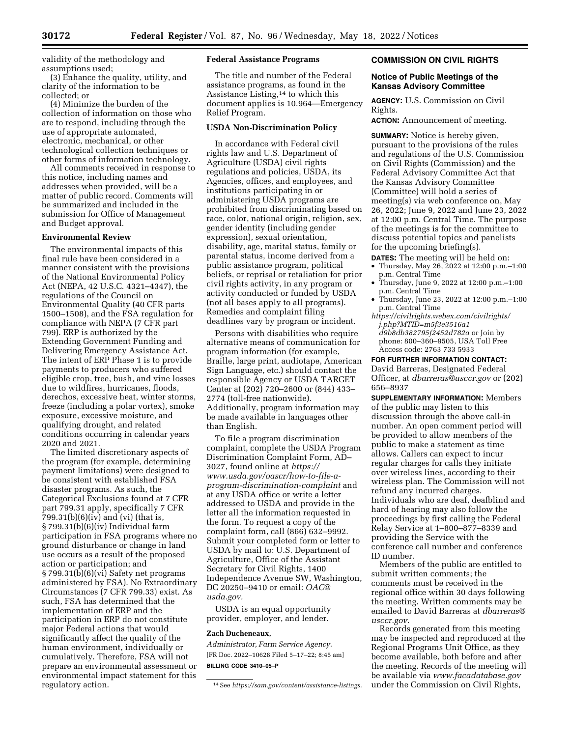validity of the methodology and assumptions used;

(3) Enhance the quality, utility, and clarity of the information to be collected; or

(4) Minimize the burden of the collection of information on those who are to respond, including through the use of appropriate automated, electronic, mechanical, or other technological collection techniques or other forms of information technology.

All comments received in response to this notice, including names and addresses when provided, will be a matter of public record. Comments will be summarized and included in the submission for Office of Management and Budget approval.

**Environmental Review**

The environmental impacts of this final rule have been considered in a manner consistent with the provisions of the National Environmental Policy Act (NEPA, 42 U.S.C. 4321–4347), the regulations of the Council on Environmental Quality (40 CFR parts 1500–1508), and the FSA regulation for compliance with NEPA (7 CFR part 799). ERP is authorized by the Extending Government Funding and Delivering Emergency Assistance Act. The intent of ERP Phase 1 is to provide payments to producers who suffered eligible crop, tree, bush, and vine losses due to wildfires, hurricanes, floods, derechos, excessive heat, winter storms, freeze (including a polar vortex), smoke exposure, excessive moisture, and qualifying drought, and related conditions occurring in calendar years 2020 and 2021.

The limited discretionary aspects of the program (for example, determining payment limitations) were designed to be consistent with established FSA disaster programs. As such, the Categorical Exclusions found at 7 CFR part 799.31 apply, specifically 7 CFR 799.31(b)(6)(iv) and (vi) (that is, § 799.31(b)(6)(iv) Individual farm participation in FSA programs where no ground disturbance or change in land use occurs as a result of the proposed action or participation; and § 799.31(b)(6)(vi) Safety net programs administered by FSA). No Extraordinary Circumstances (7 CFR 799.33) exist. As such, FSA has determined that the implementation of ERP and the participation in ERP do not constitute major Federal actions that would significantly affect the quality of the human environment, individually or cumulatively. Therefore, FSA will not prepare an environmental assessment or environmental impact statement for this regulatory action.

**Federal Assistance Programs**

The title and number of the Federal assistance programs, as found in the Assistance Listing,[14] to which this document applies is 10.964—Emergency Relief Program.

**USDA Non-Discrimination Policy**

In accordance with Federal civil rights law and U.S. Department of Agriculture (USDA) civil rights regulations and policies, USDA, its Agencies, offices, and employees, and institutions participating in or administering USDA programs are prohibited from discriminating based on race, color, national origin, religion, sex, gender identity (including gender expression), sexual orientation, disability, age, marital status, family or parental status, income derived from a public assistance program, political beliefs, or reprisal or retaliation for prior civil rights activity, in any program or activity conducted or funded by USDA (not all bases apply to all programs). Remedies and complaint filing deadlines vary by program or incident.

Persons with disabilities who require alternative means of communication for program information (for example, Braille, large print, audiotape, American Sign Language, etc.) should contact the responsible Agency or USDA TARGET Center at (202) 720–2600 or (844) 433–2774 (toll-free nationwide). Additionally, program information may be made available in languages other than English.

To file a program discrimination complaint, complete the USDA Program Discrimination Complaint Form, AD–3027, found online at *https://www.usda.gov/oascr/how-to-file-a-program-discrimination-complaint* and at any USDA office or write a letter addressed to USDA and provide in the letter all the information requested in the form. To request a copy of the complaint form, call (866) 632–9992. Submit your completed form or letter to USDA by mail to: U.S. Department of Agriculture, Office of the Assistant Secretary for Civil Rights, 1400 Independence Avenue SW, Washington, DC 20250–9410 or email: *OAC@usda.gov.*

USDA is an equal opportunity provider, employer, and lender.

**Zach Ducheneaux,**

*Administrator, Farm Service Agency.*

[FR Doc. 2022–10628 Filed 5–17–22; 8:45 am]

**BILLING CODE 3410–05–P**

[14] See *https://sam.gov/content/assistance-listings.*

## COMMISSION ON CIVIL RIGHTS

### Notice of Public Meetings of the Kansas Advisory Committee

**AGENCY:** U.S. Commission on Civil Rights.

**ACTION:** Announcement of meeting.

**SUMMARY:** Notice is hereby given, pursuant to the provisions of the rules and regulations of the U.S. Commission on Civil Rights (Commission) and the Federal Advisory Committee Act that the Kansas Advisory Committee (Committee) will hold a series of meeting(s) via web conference on, May 26, 2022; June 9, 2022 and June 23, 2022 at 12:00 p.m. Central Time. The purpose of the meetings is for the committee to discuss potential topics and panelists for the upcoming briefing(s).

**DATES:** The meeting will be held on:

- Thursday, May 26, 2022 at 12:00 p.m.–1:00 p.m. Central Time
- Thursday, June 9, 2022 at 12:00 p.m.–1:00 p.m. Central Time
- Thursday, June 23, 2022 at 12:00 p.m.–1:00 p.m. Central Time

*https://civilrights.webex.com/civilrights/j.php?MTID=m5f3e3516a1d9b8db382795f2452d782a* or Join by phone: 800–360–9505, USA Toll Free Access code: 2763 733 5933

**FOR FURTHER INFORMATION CONTACT:** David Barreras, Designated Federal Officer, at *dbarreras@usccr.gov* or (202) 656–8937

**SUPPLEMENTARY INFORMATION:** Members of the public may listen to this discussion through the above call-in number. An open comment period will be provided to allow members of the public to make a statement as time allows. Callers can expect to incur regular charges for calls they initiate over wireless lines, according to their wireless plan. The Commission will not refund any incurred charges. Individuals who are deaf, deafblind and hard of hearing may also follow the proceedings by first calling the Federal Relay Service at 1–800–877–8339 and providing the Service with the conference call number and conference ID number.

Members of the public are entitled to submit written comments; the comments must be received in the regional office within 30 days following the meeting. Written comments may be emailed to David Barreras at *dbarreras@usccr.gov.*

Records generated from this meeting may be inspected and reproduced at the Regional Programs Unit Office, as they become available, both before and after the meeting. Records of the meeting will be available via *www.facadatabase.gov* under the Commission on Civil Rights,